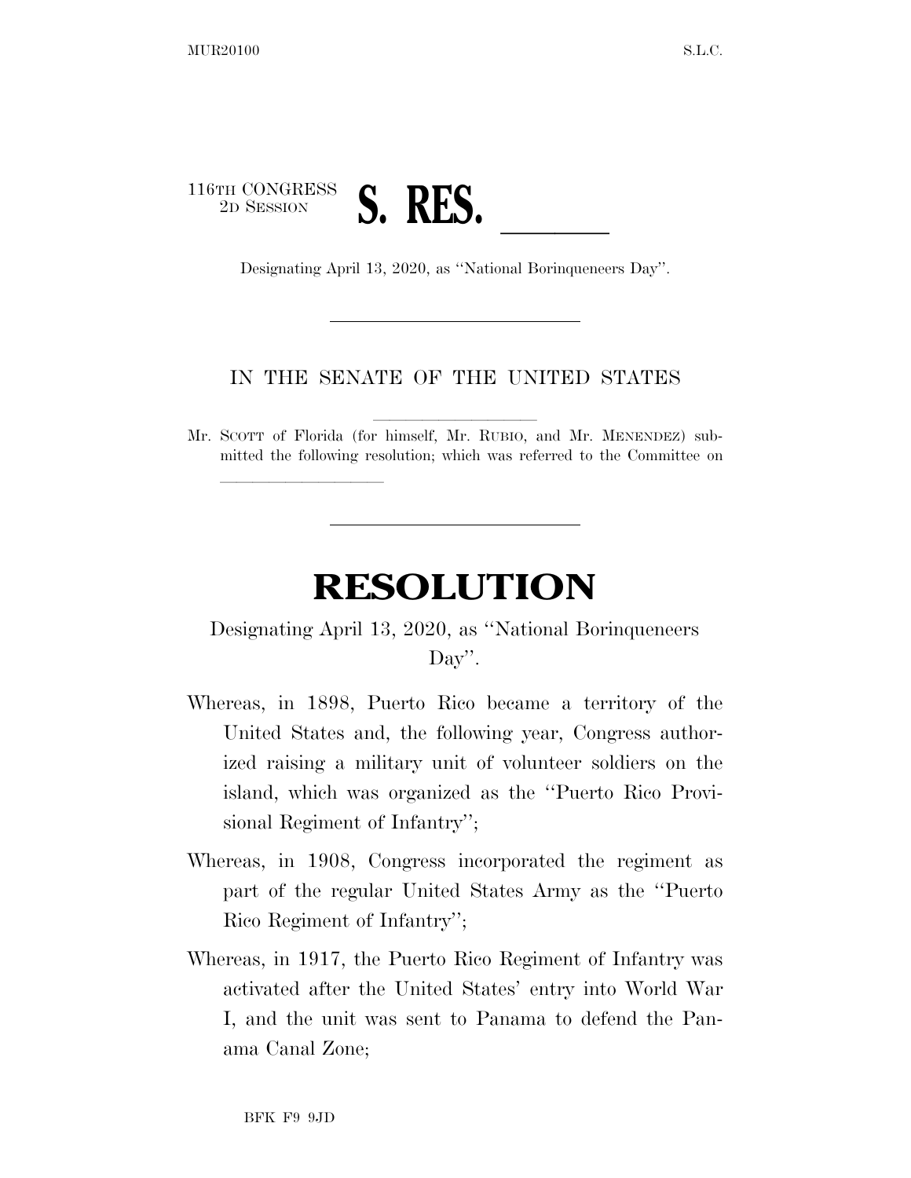116TH CONGRESS
2D SESSION

# S. RES. \_\_\_\_\_\_

Designating April 13, 2020, as ''National Borinqueneers Day''.

IN THE SENATE OF THE UNITED STATES

Mr. SCOTT of Florida (for himself, Mr. RUBIO, and Mr. MENENDEZ) submitted the following resolution; which was referred to the Committee on \_\_\_\_\_\_\_\_\_\_\_\_\_\_\_\_\_\_\_\_

# RESOLUTION

Designating April 13, 2020, as ''National Borinqueneers Day''.

Whereas, in 1898, Puerto Rico became a territory of the United States and, the following year, Congress authorized raising a military unit of volunteer soldiers on the island, which was organized as the ''Puerto Rico Provisional Regiment of Infantry'';

Whereas, in 1908, Congress incorporated the regiment as part of the regular United States Army as the ''Puerto Rico Regiment of Infantry'';

Whereas, in 1917, the Puerto Rico Regiment of Infantry was activated after the United States' entry into World War I, and the unit was sent to Panama to defend the Panama Canal Zone;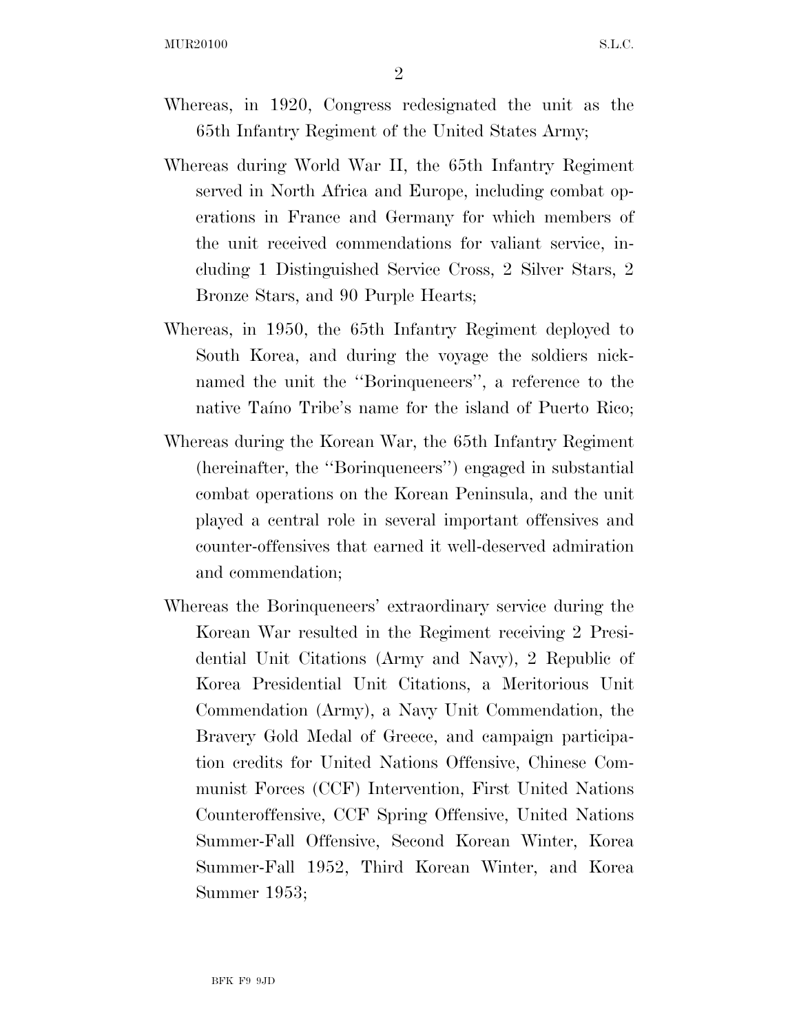Whereas, in 1920, Congress redesignated the unit as the 65th Infantry Regiment of the United States Army;

Whereas during World War II, the 65th Infantry Regiment served in North Africa and Europe, including combat operations in France and Germany for which members of the unit received commendations for valiant service, including 1 Distinguished Service Cross, 2 Silver Stars, 2 Bronze Stars, and 90 Purple Hearts;

Whereas, in 1950, the 65th Infantry Regiment deployed to South Korea, and during the voyage the soldiers nicknamed the unit the ''Borinqueneers'', a reference to the native Taíno Tribe's name for the island of Puerto Rico;

Whereas during the Korean War, the 65th Infantry Regiment (hereinafter, the ''Borinqueneers'') engaged in substantial combat operations on the Korean Peninsula, and the unit played a central role in several important offensives and counter-offensives that earned it well-deserved admiration and commendation;

Whereas the Borinqueneers' extraordinary service during the Korean War resulted in the Regiment receiving 2 Presidential Unit Citations (Army and Navy), 2 Republic of Korea Presidential Unit Citations, a Meritorious Unit Commendation (Army), a Navy Unit Commendation, the Bravery Gold Medal of Greece, and campaign participation credits for United Nations Offensive, Chinese Communist Forces (CCF) Intervention, First United Nations Counteroffensive, CCF Spring Offensive, United Nations Summer-Fall Offensive, Second Korean Winter, Korea Summer-Fall 1952, Third Korean Winter, and Korea Summer 1953;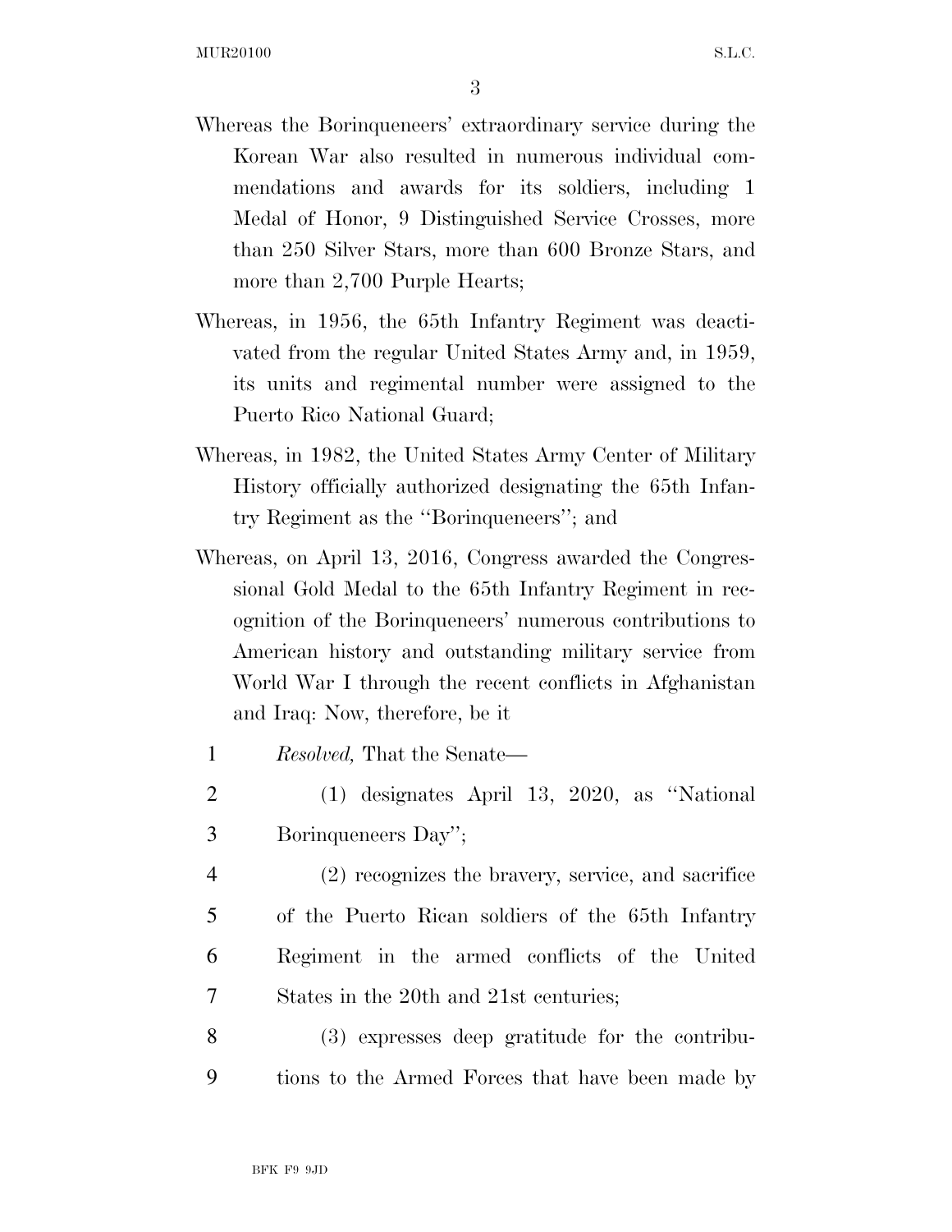Whereas the Borinqueneers' extraordinary service during the Korean War also resulted in numerous individual commendations and awards for its soldiers, including 1 Medal of Honor, 9 Distinguished Service Crosses, more than 250 Silver Stars, more than 600 Bronze Stars, and more than 2,700 Purple Hearts;

Whereas, in 1956, the 65th Infantry Regiment was deactivated from the regular United States Army and, in 1959, its units and regimental number were assigned to the Puerto Rico National Guard;

Whereas, in 1982, the United States Army Center of Military History officially authorized designating the 65th Infantry Regiment as the "Borinqueneers"; and

Whereas, on April 13, 2016, Congress awarded the Congressional Gold Medal to the 65th Infantry Regiment in recognition of the Borinqueneers' numerous contributions to American history and outstanding military service from World War I through the recent conflicts in Afghanistan and Iraq: Now, therefore, be it

1 *Resolved,* That the Senate—

2 (1) designates April 13, 2020, as "National
3 Borinqueneers Day";

4 (2) recognizes the bravery, service, and sacrifice
5 of the Puerto Rican soldiers of the 65th Infantry
6 Regiment in the armed conflicts of the United
7 States in the 20th and 21st centuries;

8 (3) expresses deep gratitude for the contribu-
9 tions to the Armed Forces that have been made by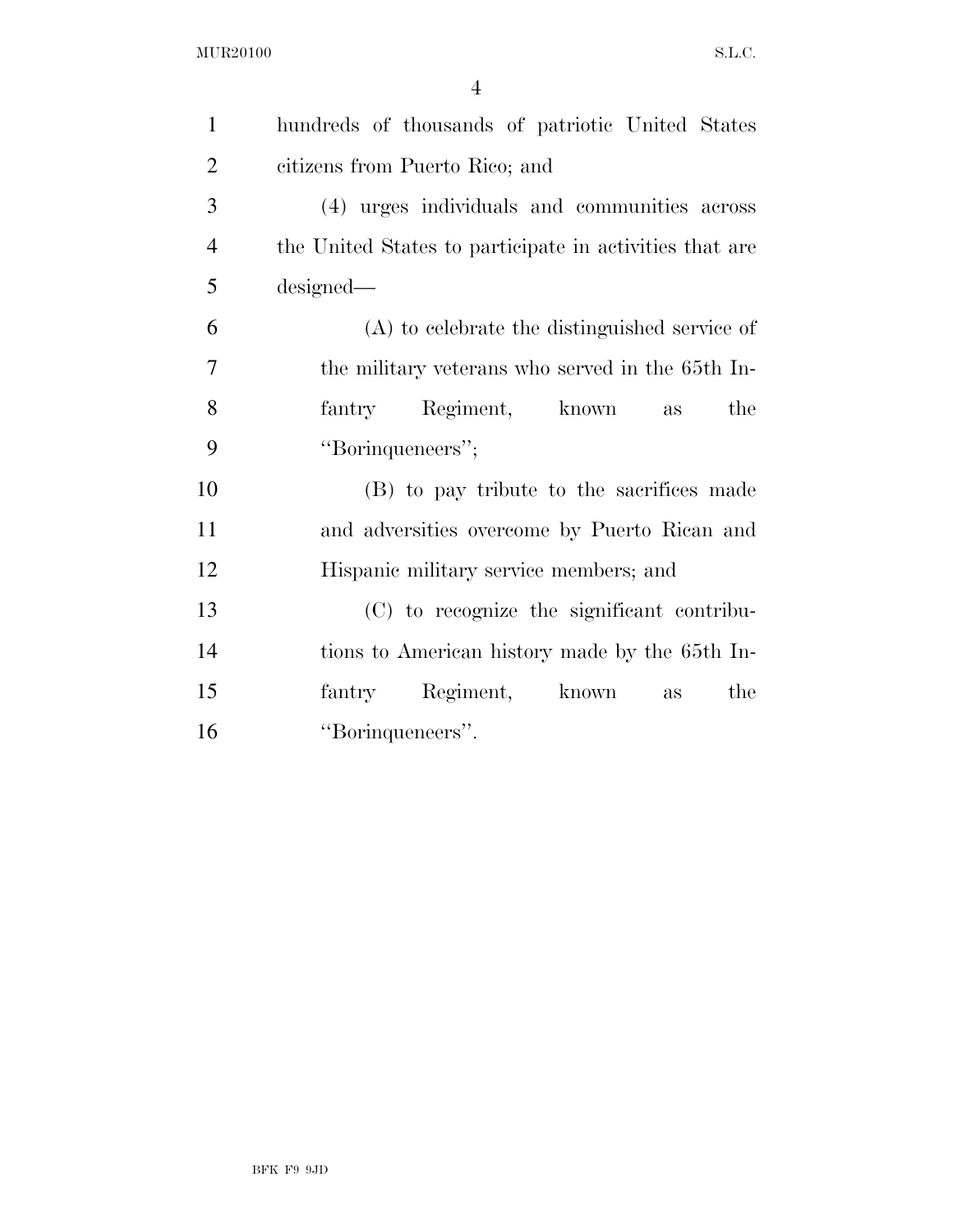hundreds of thousands of patriotic United States citizens from Puerto Rico; and

(4) urges individuals and communities across the United States to participate in activities that are designed—

(A) to celebrate the distinguished service of the military veterans who served in the 65th Infantry Regiment, known as the "Borinqueneers";

(B) to pay tribute to the sacrifices made and adversities overcome by Puerto Rican and Hispanic military service members; and

(C) to recognize the significant contributions to American history made by the 65th Infantry Regiment, known as the "Borinqueneers".